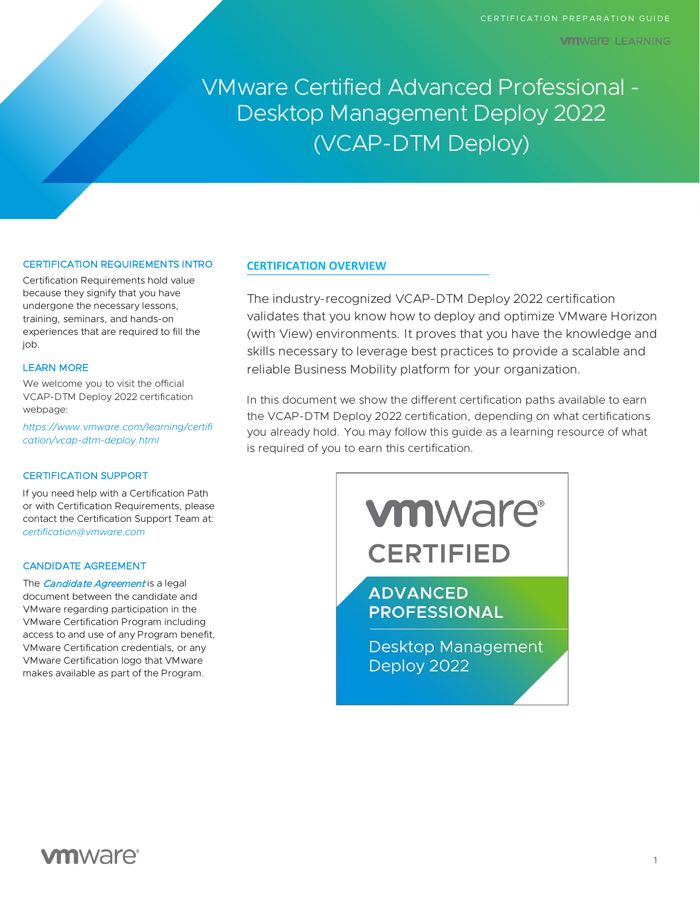CERTIFICATION PREPARATION GUIDE

VMware LEARNING

# VMware Certified Advanced Professional - Desktop Management Deploy 2022 (VCAP-DTM Deploy)

## CERTIFICATION OVERVIEW

The industry-recognized VCAP-DTM Deploy 2022 certification validates that you know how to deploy and optimize VMware Horizon (with View) environments. It proves that you have the knowledge and skills necessary to leverage best practices to provide a scalable and reliable Business Mobility platform for your organization.

In this document we show the different certification paths available to earn the VCAP-DTM Deploy 2022 certification, depending on what certifications you already hold. You may follow this guide as a learning resource of what is required of you to earn this certification.

vmware® CERTIFIED

ADVANCED PROFESSIONAL

Desktop Management Deploy 2022

### CERTIFICATION REQUIREMENTS INTRO

Certification Requirements hold value because they signify that you have undergone the necessary lessons, training, seminars, and hands-on experiences that are required to fill the job.

### LEARN MORE

We welcome you to visit the official VCAP-DTM Deploy 2022 certification webpage:

*https://www.vmware.com/learning/certification/vcap-dtm-deploy.html*

### CERTIFICATION SUPPORT

If you need help with a Certification Path or with Certification Requirements, please contact the Certification Support Team at: *certification@vmware.com*

### CANDIDATE AGREEMENT

The ***Candidate Agreement*** is a legal document between the candidate and VMware regarding participation in the VMware Certification Program including access to and use of any Program benefit, VMware Certification credentials, or any VMware Certification logo that VMware makes available as part of the Program.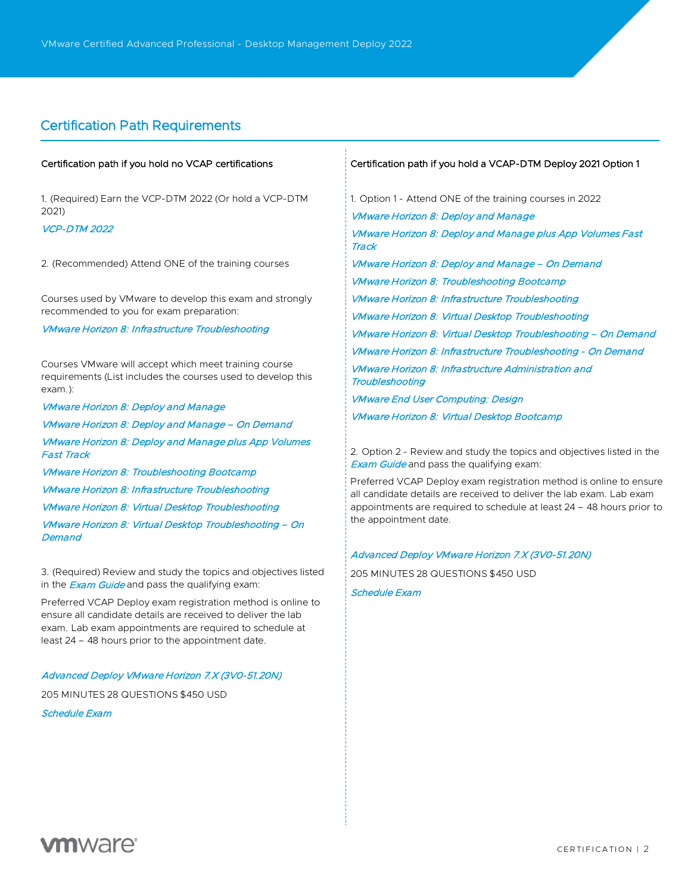## Certification Path Requirements

### Certification path if you hold no VCAP certifications

1. (Required) Earn the VCP-DTM 2022 (Or hold a VCP-DTM 2021)

*VCP-DTM 2022*

2. (Recommended) Attend ONE of the training courses

Courses used by VMware to develop this exam and strongly recommended to you for exam preparation:

*VMware Horizon 8: Infrastructure Troubleshooting*

Courses VMware will accept which meet training course requirements (List includes the courses used to develop this exam.):

*VMware Horizon 8: Deploy and Manage*

*VMware Horizon 8: Deploy and Manage – On Demand*

*VMware Horizon 8: Deploy and Manage plus App Volumes Fast Track*

*VMware Horizon 8: Troubleshooting Bootcamp*

*VMware Horizon 8: Infrastructure Troubleshooting*

*VMware Horizon 8: Virtual Desktop Troubleshooting*

*VMware Horizon 8: Virtual Desktop Troubleshooting – On Demand*

3. (Required) Review and study the topics and objectives listed in the *Exam Guide* and pass the qualifying exam:

Preferred VCAP Deploy exam registration method is online to ensure all candidate details are received to deliver the lab exam. Lab exam appointments are required to schedule at least 24 – 48 hours prior to the appointment date.

*Advanced Deploy VMware Horizon 7.X (3V0-51.20N)*

205 MINUTES 28 QUESTIONS $450 USD

*Schedule Exam*

### Certification path if you hold a VCAP-DTM Deploy 2021 Option 1

1. Option 1 - Attend ONE of the training courses in 2022

*VMware Horizon 8: Deploy and Manage*

*VMware Horizon 8: Deploy and Manage plus App Volumes Fast Track*

*VMware Horizon 8: Deploy and Manage – On Demand*

*VMware Horizon 8: Troubleshooting Bootcamp*

*VMware Horizon 8: Infrastructure Troubleshooting*

*VMware Horizon 8: Virtual Desktop Troubleshooting*

*VMware Horizon 8: Virtual Desktop Troubleshooting – On Demand*

*VMware Horizon 8: Infrastructure Troubleshooting - On Demand*

*VMware Horizon 8: Infrastructure Administration and Troubleshooting*

*VMware End User Computing: Design*

*VMware Horizon 8: Virtual Desktop Bootcamp*

2. Option 2 - Review and study the topics and objectives listed in the *Exam Guide* and pass the qualifying exam:

Preferred VCAP Deploy exam registration method is online to ensure all candidate details are received to deliver the lab exam. Lab exam appointments are required to schedule at least 24 – 48 hours prior to the appointment date.

*Advanced Deploy VMware Horizon 7.X (3V0-51.20N)*

205 MINUTES 28 QUESTIONS $450 USD

*Schedule Exam*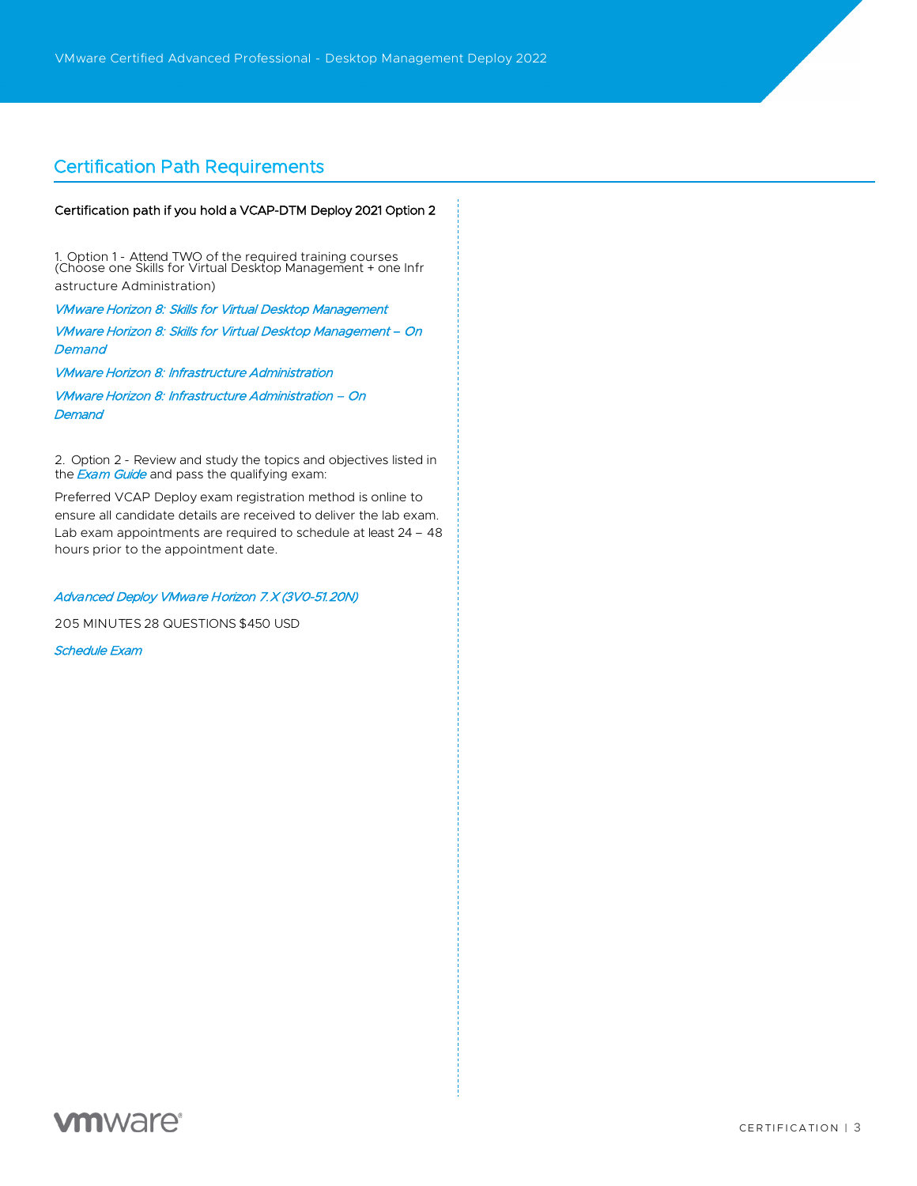## Certification Path Requirements

**Certification path if you hold a VCAP-DTM Deploy 2021 Option 2**

1. Option 1 - Attend TWO of the required training courses (Choose one Skills for Virtual Desktop Management + one Infr astructure Administration)

*VMware Horizon 8: Skills for Virtual Desktop Management*

*VMware Horizon 8: Skills for Virtual Desktop Management – On Demand*

*VMware Horizon 8: Infrastructure Administration*

*VMware Horizon 8: Infrastructure Administration – On Demand*

2. Option 2 - Review and study the topics and objectives listed in the *Exam Guide* and pass the qualifying exam:

Preferred VCAP Deploy exam registration method is online to ensure all candidate details are received to deliver the lab exam. Lab exam appointments are required to schedule at least 24 – 48 hours prior to the appointment date.

*Advanced Deploy VMware Horizon 7.X (3V0-51.20N)*

205 MINUTES 28 QUESTIONS $450 USD

*Schedule Exam*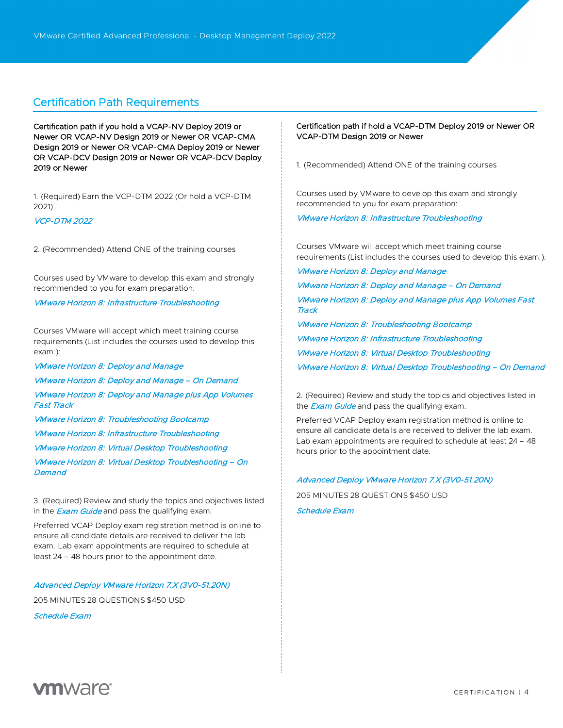## Certification Path Requirements

**Certification path if you hold a VCAP-NV Deploy 2019 or Newer OR VCAP-NV Design 2019 or Newer OR VCAP-CMA Design 2019 or Newer OR VCAP-CMA Deploy 2019 or Newer OR VCAP-DCV Design 2019 or Newer OR VCAP-DCV Deploy 2019 or Newer**

1. (Required) Earn the VCP-DTM 2022 (Or hold a VCP-DTM 2021)

*VCP-DTM 2022*

2. (Recommended) Attend ONE of the training courses

Courses used by VMware to develop this exam and strongly recommended to you for exam preparation:

*VMware Horizon 8: Infrastructure Troubleshooting*

Courses VMware will accept which meet training course requirements (List includes the courses used to develop this exam.):

*VMware Horizon 8: Deploy and Manage*

*VMware Horizon 8: Deploy and Manage – On Demand*

*VMware Horizon 8: Deploy and Manage plus App Volumes Fast Track*

*VMware Horizon 8: Troubleshooting Bootcamp*

*VMware Horizon 8: Infrastructure Troubleshooting*

*VMware Horizon 8: Virtual Desktop Troubleshooting*

*VMware Horizon 8: Virtual Desktop Troubleshooting – On Demand*

3. (Required) Review and study the topics and objectives listed in the *Exam Guide* and pass the qualifying exam:

Preferred VCAP Deploy exam registration method is online to ensure all candidate details are received to deliver the lab exam. Lab exam appointments are required to schedule at least 24 – 48 hours prior to the appointment date.

*Advanced Deploy VMware Horizon 7.X (3V0-51.20N)*

205 MINUTES 28 QUESTIONS $450 USD

*Schedule Exam*

**Certification path if hold a VCAP-DTM Deploy 2019 or Newer OR VCAP-DTM Design 2019 or Newer**

1. (Recommended) Attend ONE of the training courses

Courses used by VMware to develop this exam and strongly recommended to you for exam preparation:

*VMware Horizon 8: Infrastructure Troubleshooting*

Courses VMware will accept which meet training course requirements (List includes the courses used to develop this exam.):

*VMware Horizon 8: Deploy and Manage*

*VMware Horizon 8: Deploy and Manage – On Demand*

*VMware Horizon 8: Deploy and Manage plus App Volumes Fast Track*

*VMware Horizon 8: Troubleshooting Bootcamp*

*VMware Horizon 8: Infrastructure Troubleshooting*

*VMware Horizon 8: Virtual Desktop Troubleshooting*

*VMware Horizon 8: Virtual Desktop Troubleshooting – On Demand*

2. (Required) Review and study the topics and objectives listed in the *Exam Guide* and pass the qualifying exam:

Preferred VCAP Deploy exam registration method is online to ensure all candidate details are received to deliver the lab exam. Lab exam appointments are required to schedule at least 24 – 48 hours prior to the appointment date.

*Advanced Deploy VMware Horizon 7.X (3V0-51.20N)*

205 MINUTES 28 QUESTIONS $450 USD

*Schedule Exam*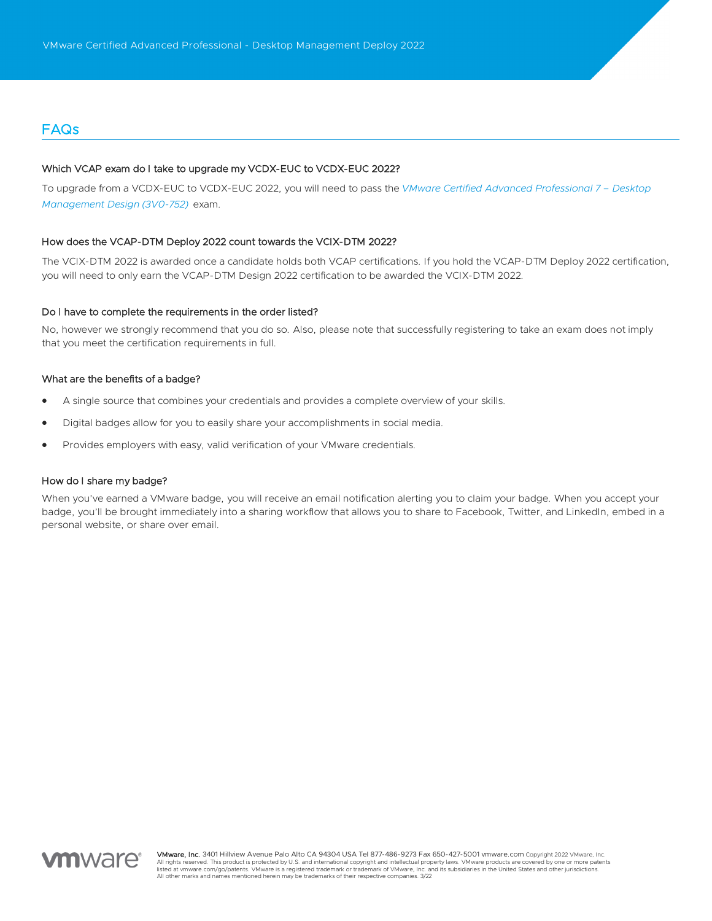## FAQs

### Which VCAP exam do I take to upgrade my VCDX-EUC to VCDX-EUC 2022?

To upgrade from a VCDX-EUC to VCDX-EUC 2022, you will need to pass the *VMware Certified Advanced Professional 7 – Desktop Management Design (3V0-752)* exam.

### How does the VCAP-DTM Deploy 2022 count towards the VCIX-DTM 2022?

The VCIX-DTM 2022 is awarded once a candidate holds both VCAP certifications. If you hold the VCAP-DTM Deploy 2022 certification, you will need to only earn the VCAP-DTM Design 2022 certification to be awarded the VCIX-DTM 2022.

### Do I have to complete the requirements in the order listed?

No, however we strongly recommend that you do so. Also, please note that successfully registering to take an exam does not imply that you meet the certification requirements in full.

### What are the benefits of a badge?

- A single source that combines your credentials and provides a complete overview of your skills.
- Digital badges allow for you to easily share your accomplishments in social media.
- Provides employers with easy, valid verification of your VMware credentials.

### How do I share my badge?

When you've earned a VMware badge, you will receive an email notification alerting you to claim your badge. When you accept your badge, you'll be brought immediately into a sharing workflow that allows you to share to Facebook, Twitter, and LinkedIn, embed in a personal website, or share over email.